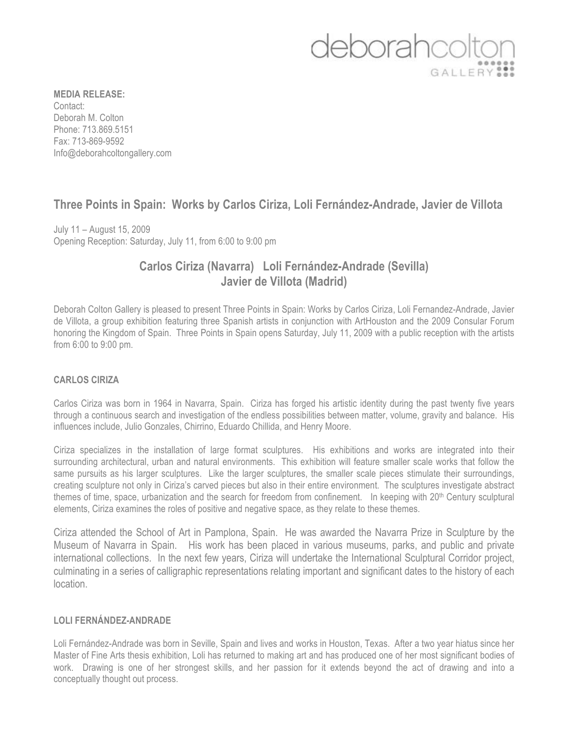deborahcolton GALLERY

**MEDIA RELEASE:**
Contact:
Deborah M. Colton
Phone: 713.869.5151
Fax: 713-869-9592
Info@deborahcoltongallery.com

## Three Points in Spain: Works by Carlos Ciriza, Loli Fernández-Andrade, Javier de Villota

July 11 – August 15, 2009
Opening Reception: Saturday, July 11, from 6:00 to 9:00 pm

### Carlos Ciriza (Navarra) Loli Fernández-Andrade (Sevilla) Javier de Villota (Madrid)

Deborah Colton Gallery is pleased to present Three Points in Spain: Works by Carlos Ciriza, Loli Fernandez-Andrade, Javier de Villota, a group exhibition featuring three Spanish artists in conjunction with ArtHouston and the 2009 Consular Forum honoring the Kingdom of Spain. Three Points in Spain opens Saturday, July 11, 2009 with a public reception with the artists from 6:00 to 9:00 pm.

**CARLOS CIRIZA**

Carlos Ciriza was born in 1964 in Navarra, Spain. Ciriza has forged his artistic identity during the past twenty five years through a continuous search and investigation of the endless possibilities between matter, volume, gravity and balance. His influences include, Julio Gonzales, Chirrino, Eduardo Chillida, and Henry Moore.

Ciriza specializes in the installation of large format sculptures. His exhibitions and works are integrated into their surrounding architectural, urban and natural environments. This exhibition will feature smaller scale works that follow the same pursuits as his larger sculptures. Like the larger sculptures, the smaller scale pieces stimulate their surroundings, creating sculpture not only in Ciriza's carved pieces but also in their entire environment. The sculptures investigate abstract themes of time, space, urbanization and the search for freedom from confinement. In keeping with 20th Century sculptural elements, Ciriza examines the roles of positive and negative space, as they relate to these themes.

Ciriza attended the School of Art in Pamplona, Spain. He was awarded the Navarra Prize in Sculpture by the Museum of Navarra in Spain. His work has been placed in various museums, parks, and public and private international collections. In the next few years, Ciriza will undertake the International Sculptural Corridor project, culminating in a series of calligraphic representations relating important and significant dates to the history of each location.

**LOLI FERNÁNDEZ-ANDRADE**

Loli Fernández-Andrade was born in Seville, Spain and lives and works in Houston, Texas. After a two year hiatus since her Master of Fine Arts thesis exhibition, Loli has returned to making art and has produced one of her most significant bodies of work. Drawing is one of her strongest skills, and her passion for it extends beyond the act of drawing and into a conceptually thought out process.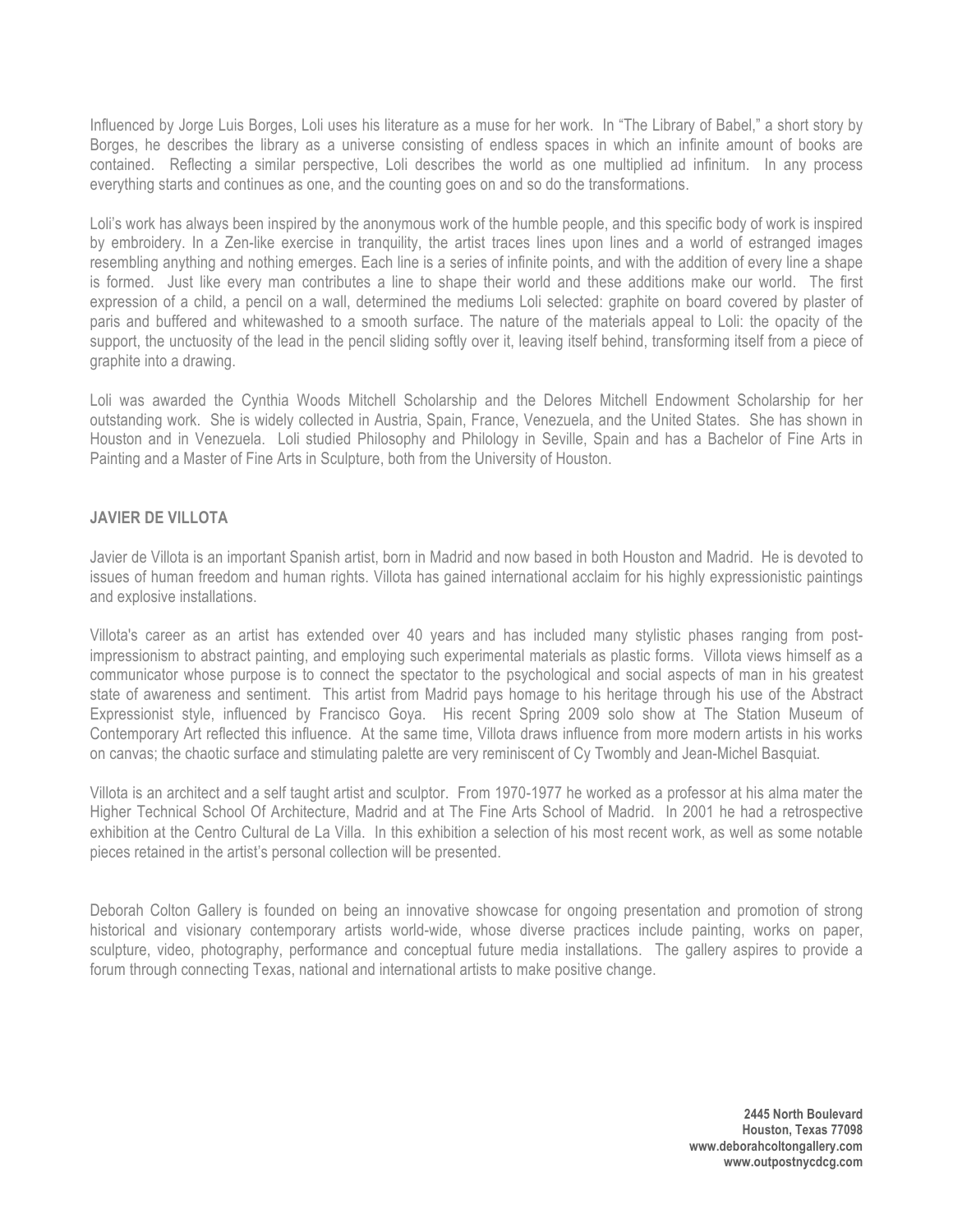Influenced by Jorge Luis Borges, Loli uses his literature as a muse for her work. In "The Library of Babel," a short story by Borges, he describes the library as a universe consisting of endless spaces in which an infinite amount of books are contained. Reflecting a similar perspective, Loli describes the world as one multiplied ad infinitum. In any process everything starts and continues as one, and the counting goes on and so do the transformations.

Loli's work has always been inspired by the anonymous work of the humble people, and this specific body of work is inspired by embroidery. In a Zen-like exercise in tranquility, the artist traces lines upon lines and a world of estranged images resembling anything and nothing emerges. Each line is a series of infinite points, and with the addition of every line a shape is formed. Just like every man contributes a line to shape their world and these additions make our world. The first expression of a child, a pencil on a wall, determined the mediums Loli selected: graphite on board covered by plaster of paris and buffered and whitewashed to a smooth surface. The nature of the materials appeal to Loli: the opacity of the support, the unctuosity of the lead in the pencil sliding softly over it, leaving itself behind, transforming itself from a piece of graphite into a drawing.

Loli was awarded the Cynthia Woods Mitchell Scholarship and the Delores Mitchell Endowment Scholarship for her outstanding work. She is widely collected in Austria, Spain, France, Venezuela, and the United States. She has shown in Houston and in Venezuela. Loli studied Philosophy and Philology in Seville, Spain and has a Bachelor of Fine Arts in Painting and a Master of Fine Arts in Sculpture, both from the University of Houston.

**JAVIER DE VILLOTA**

Javier de Villota is an important Spanish artist, born in Madrid and now based in both Houston and Madrid. He is devoted to issues of human freedom and human rights. Villota has gained international acclaim for his highly expressionistic paintings and explosive installations.

Villota's career as an artist has extended over 40 years and has included many stylistic phases ranging from post-impressionism to abstract painting, and employing such experimental materials as plastic forms. Villota views himself as a communicator whose purpose is to connect the spectator to the psychological and social aspects of man in his greatest state of awareness and sentiment. This artist from Madrid pays homage to his heritage through his use of the Abstract Expressionist style, influenced by Francisco Goya. His recent Spring 2009 solo show at The Station Museum of Contemporary Art reflected this influence. At the same time, Villota draws influence from more modern artists in his works on canvas; the chaotic surface and stimulating palette are very reminiscent of Cy Twombly and Jean-Michel Basquiat.

Villota is an architect and a self taught artist and sculptor. From 1970-1977 he worked as a professor at his alma mater the Higher Technical School Of Architecture, Madrid and at The Fine Arts School of Madrid. In 2001 he had a retrospective exhibition at the Centro Cultural de La Villa. In this exhibition a selection of his most recent work, as well as some notable pieces retained in the artist's personal collection will be presented.

Deborah Colton Gallery is founded on being an innovative showcase for ongoing presentation and promotion of strong historical and visionary contemporary artists world-wide, whose diverse practices include painting, works on paper, sculpture, video, photography, performance and conceptual future media installations. The gallery aspires to provide a forum through connecting Texas, national and international artists to make positive change.

**2445 North Boulevard**
**Houston, Texas 77098**
**www.deborahcoltongallery.com**
**www.outpostnycdcg.com**